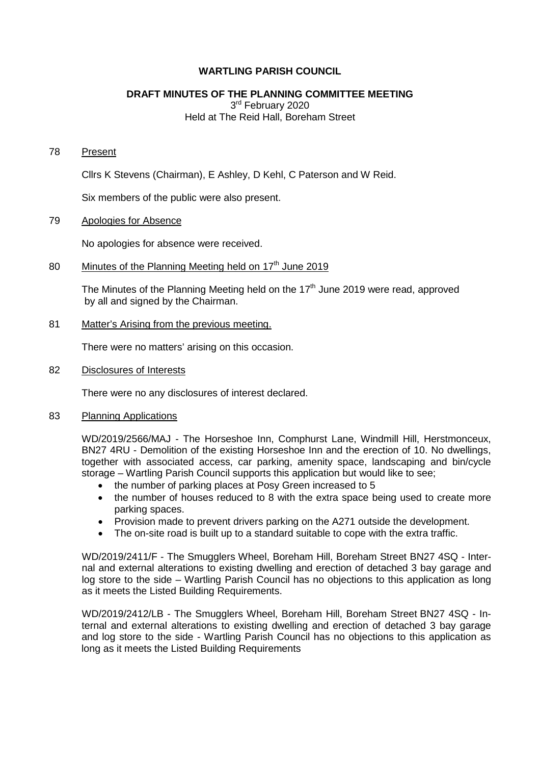# WARTLING PARISH COUNCIL

## DRAFT MINUTES OF THE PLANNING COMMITTEE MEETING

3rd February 2020
Held at The Reid Hall, Boreham Street

78 Present

Cllrs K Stevens (Chairman), E Ashley, D Kehl, C Paterson and W Reid.

Six members of the public were also present.

79 Apologies for Absence

No apologies for absence were received.

80 Minutes of the Planning Meeting held on 17th June 2019

The Minutes of the Planning Meeting held on the 17th June 2019 were read, approved by all and signed by the Chairman.

81 Matter's Arising from the previous meeting.

There were no matters' arising on this occasion.

82 Disclosures of Interests

There were no any disclosures of interest declared.

83 Planning Applications

WD/2019/2566/MAJ - The Horseshoe Inn, Comphurst Lane, Windmill Hill, Herstmonceux, BN27 4RU - Demolition of the existing Horseshoe Inn and the erection of 10. No dwellings, together with associated access, car parking, amenity space, landscaping and bin/cycle storage – Wartling Parish Council supports this application but would like to see;

- the number of parking places at Posy Green increased to 5
- the number of houses reduced to 8 with the extra space being used to create more parking spaces.
- Provision made to prevent drivers parking on the A271 outside the development.
- The on-site road is built up to a standard suitable to cope with the extra traffic.

WD/2019/2411/F - The Smugglers Wheel, Boreham Hill, Boreham Street BN27 4SQ - Internal and external alterations to existing dwelling and erection of detached 3 bay garage and log store to the side – Wartling Parish Council has no objections to this application as long as it meets the Listed Building Requirements.

WD/2019/2412/LB - The Smugglers Wheel, Boreham Hill, Boreham Street BN27 4SQ - Internal and external alterations to existing dwelling and erection of detached 3 bay garage and log store to the side - Wartling Parish Council has no objections to this application as long as it meets the Listed Building Requirements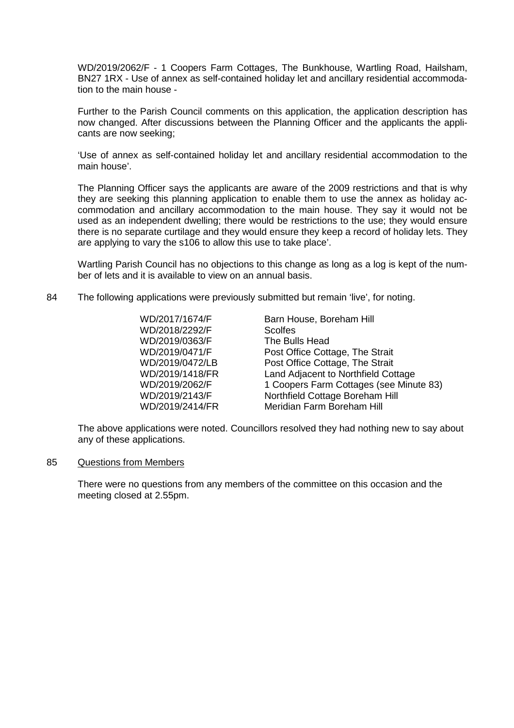WD/2019/2062/F - 1 Coopers Farm Cottages, The Bunkhouse, Wartling Road, Hailsham, BN27 1RX - Use of annex as self-contained holiday let and ancillary residential accommodation to the main house -

Further to the Parish Council comments on this application, the application description has now changed. After discussions between the Planning Officer and the applicants the applicants are now seeking;

'Use of annex as self-contained holiday let and ancillary residential accommodation to the main house'.

The Planning Officer says the applicants are aware of the 2009 restrictions and that is why they are seeking this planning application to enable them to use the annex as holiday accommodation and ancillary accommodation to the main house. They say it would not be used as an independent dwelling; there would be restrictions to the use; they would ensure there is no separate curtilage and they would ensure they keep a record of holiday lets. They are applying to vary the s106 to allow this use to take place'.

Wartling Parish Council has no objections to this change as long as a log is kept of the number of lets and it is available to view on an annual basis.

84 The following applications were previously submitted but remain 'live', for noting.

| | |
|---|---|
| WD/2017/1674/F | Barn House, Boreham Hill |
| WD/2018/2292/F | Scolfes |
| WD/2019/0363/F | The Bulls Head |
| WD/2019/0471/F | Post Office Cottage, The Strait |
| WD/2019/0472/LB | Post Office Cottage, The Strait |
| WD/2019/1418/FR | Land Adjacent to Northfield Cottage |
| WD/2019/2062/F | 1 Coopers Farm Cottages (see Minute 83) |
| WD/2019/2143/F | Northfield Cottage Boreham Hill |
| WD/2019/2414/FR | Meridian Farm Boreham Hill |

The above applications were noted. Councillors resolved they had nothing new to say about any of these applications.

85 Questions from Members

There were no questions from any members of the committee on this occasion and the meeting closed at 2.55pm.